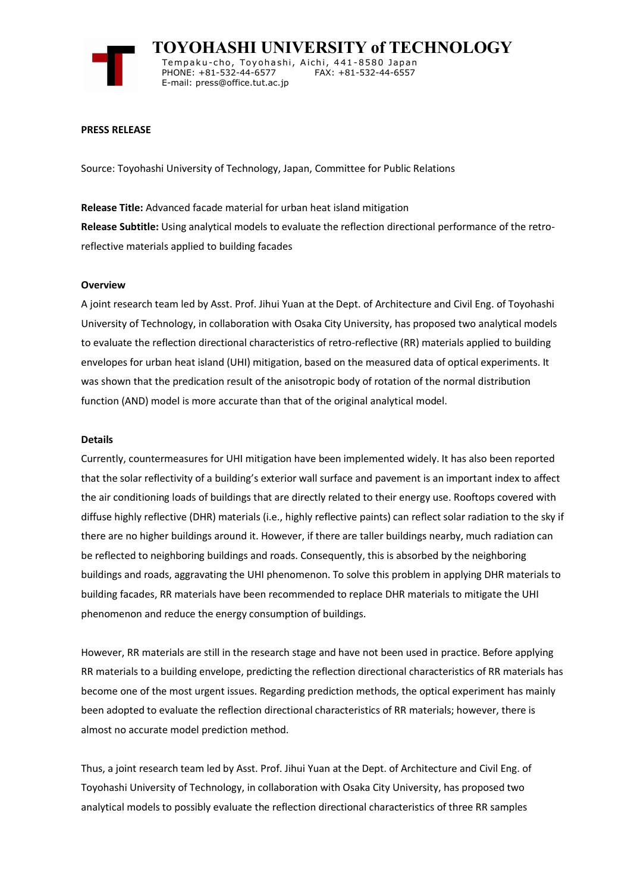# TOYOHASHI UNIVERSITY of TECHNOLOGY

Tempaku-cho, Toyohashi, Aichi, 441-8580 Japan
PHONE: +81-532-44-6577 FAX: +81-532-44-6557
E-mail: press@office.tut.ac.jp

**PRESS RELEASE**

Source: Toyohashi University of Technology, Japan, Committee for Public Relations

**Release Title:** Advanced facade material for urban heat island mitigation

**Release Subtitle:** Using analytical models to evaluate the reflection directional performance of the retro-reflective materials applied to building facades

## Overview

A joint research team led by Asst. Prof. Jihui Yuan at the Dept. of Architecture and Civil Eng. of Toyohashi University of Technology, in collaboration with Osaka City University, has proposed two analytical models to evaluate the reflection directional characteristics of retro-reflective (RR) materials applied to building envelopes for urban heat island (UHI) mitigation, based on the measured data of optical experiments. It was shown that the predication result of the anisotropic body of rotation of the normal distribution function (AND) model is more accurate than that of the original analytical model.

## Details

Currently, countermeasures for UHI mitigation have been implemented widely. It has also been reported that the solar reflectivity of a building's exterior wall surface and pavement is an important index to affect the air conditioning loads of buildings that are directly related to their energy use. Rooftops covered with diffuse highly reflective (DHR) materials (i.e., highly reflective paints) can reflect solar radiation to the sky if there are no higher buildings around it. However, if there are taller buildings nearby, much radiation can be reflected to neighboring buildings and roads. Consequently, this is absorbed by the neighboring buildings and roads, aggravating the UHI phenomenon. To solve this problem in applying DHR materials to building facades, RR materials have been recommended to replace DHR materials to mitigate the UHI phenomenon and reduce the energy consumption of buildings.

However, RR materials are still in the research stage and have not been used in practice. Before applying RR materials to a building envelope, predicting the reflection directional characteristics of RR materials has become one of the most urgent issues. Regarding prediction methods, the optical experiment has mainly been adopted to evaluate the reflection directional characteristics of RR materials; however, there is almost no accurate model prediction method.

Thus, a joint research team led by Asst. Prof. Jihui Yuan at the Dept. of Architecture and Civil Eng. of Toyohashi University of Technology, in collaboration with Osaka City University, has proposed two analytical models to possibly evaluate the reflection directional characteristics of three RR samples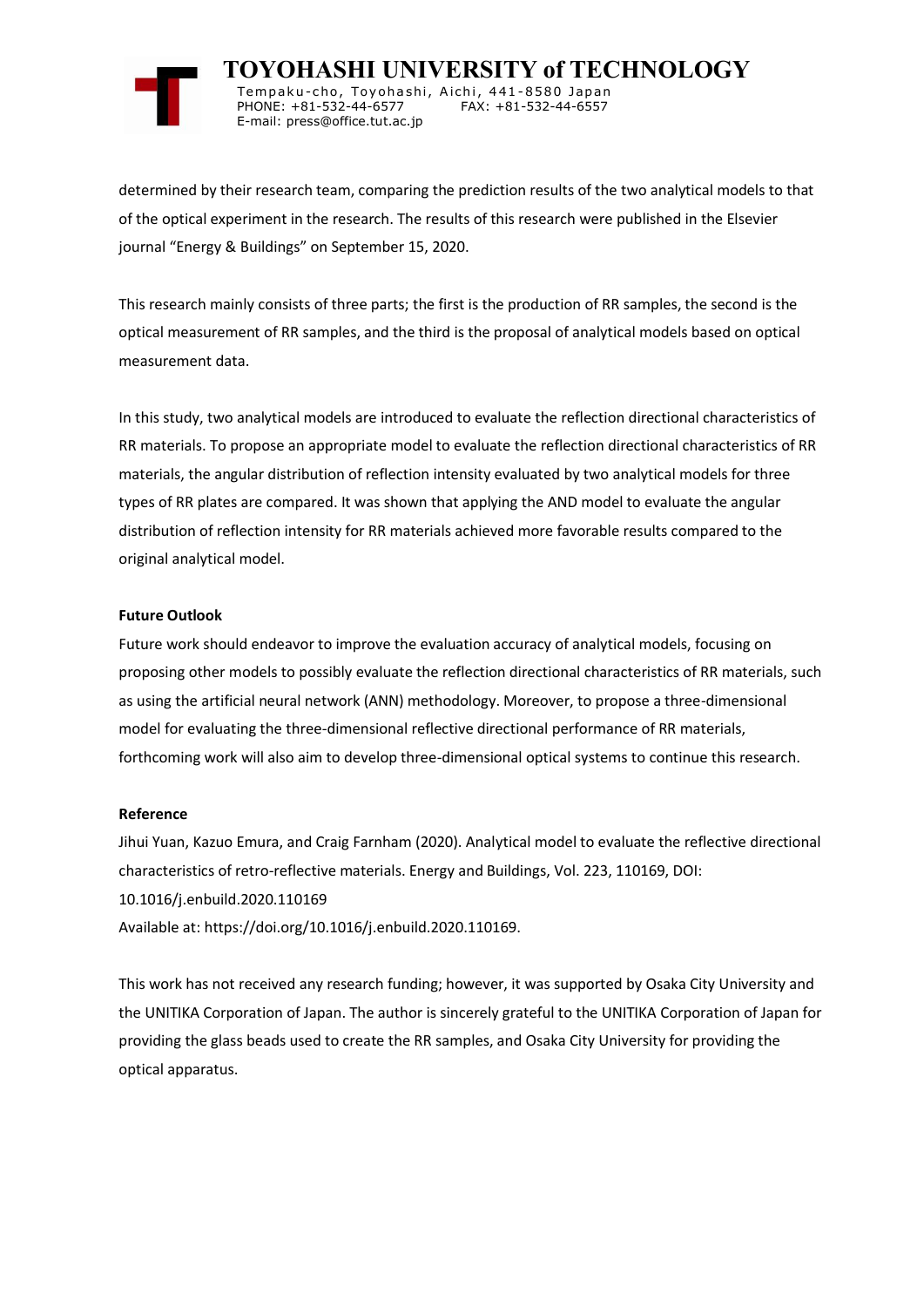determined by their research team, comparing the prediction results of the two analytical models to that of the optical experiment in the research. The results of this research were published in the Elsevier journal “Energy & Buildings” on September 15, 2020.

This research mainly consists of three parts; the first is the production of RR samples, the second is the optical measurement of RR samples, and the third is the proposal of analytical models based on optical measurement data.

In this study, two analytical models are introduced to evaluate the reflection directional characteristics of RR materials. To propose an appropriate model to evaluate the reflection directional characteristics of RR materials, the angular distribution of reflection intensity evaluated by two analytical models for three types of RR plates are compared. It was shown that applying the AND model to evaluate the angular distribution of reflection intensity for RR materials achieved more favorable results compared to the original analytical model.

**Future Outlook**

Future work should endeavor to improve the evaluation accuracy of analytical models, focusing on proposing other models to possibly evaluate the reflection directional characteristics of RR materials, such as using the artificial neural network (ANN) methodology. Moreover, to propose a three-dimensional model for evaluating the three-dimensional reflective directional performance of RR materials, forthcoming work will also aim to develop three-dimensional optical systems to continue this research.

**Reference**

Jihui Yuan, Kazuo Emura, and Craig Farnham (2020). Analytical model to evaluate the reflective directional characteristics of retro-reflective materials. Energy and Buildings, Vol. 223, 110169, DOI: 10.1016/j.enbuild.2020.110169

Available at: https://doi.org/10.1016/j.enbuild.2020.110169.

This work has not received any research funding; however, it was supported by Osaka City University and the UNITIKA Corporation of Japan. The author is sincerely grateful to the UNITIKA Corporation of Japan for providing the glass beads used to create the RR samples, and Osaka City University for providing the optical apparatus.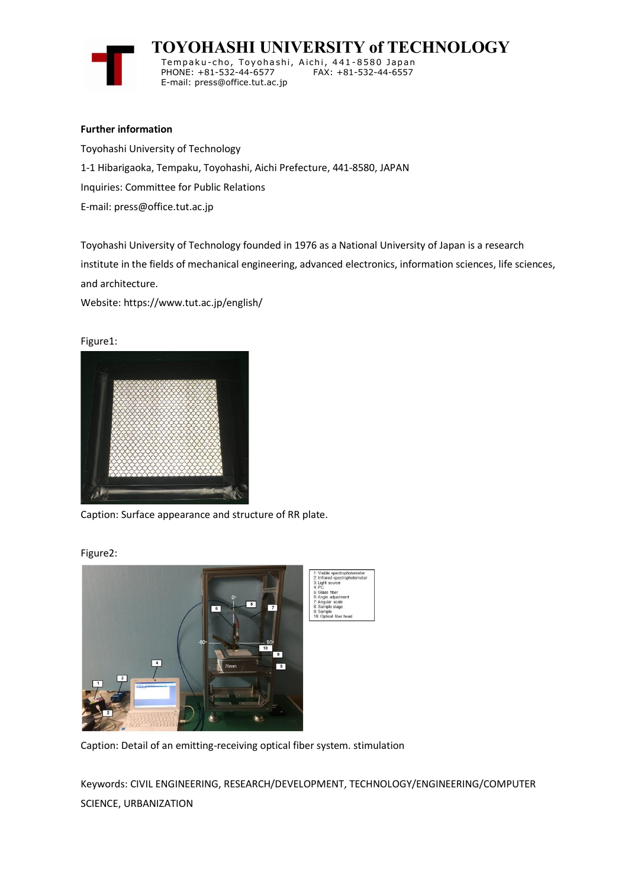**Further information**

Toyohashi University of Technology

1-1 Hibarigaoka, Tempaku, Toyohashi, Aichi Prefecture, 441-8580, JAPAN

Inquiries: Committee for Public Relations

E-mail: press@office.tut.ac.jp

Toyohashi University of Technology founded in 1976 as a National University of Japan is a research institute in the fields of mechanical engineering, advanced electronics, information sciences, life sciences, and architecture.

Website: https://www.tut.ac.jp/english/

Figure1:

Caption: Surface appearance and structure of RR plate.

Figure2:

1: Visible spectrophotometer
2: Infrared spectrophotometer
3: Light source
4: PC
5: Glass fiber
6: Angle adjustment
7: Angular scale
8: Sample stage
9: Sample
10: Optical fiber head

Caption: Detail of an emitting-receiving optical fiber system. stimulation

Keywords: CIVIL ENGINEERING, RESEARCH/DEVELOPMENT, TECHNOLOGY/ENGINEERING/COMPUTER SCIENCE, URBANIZATION